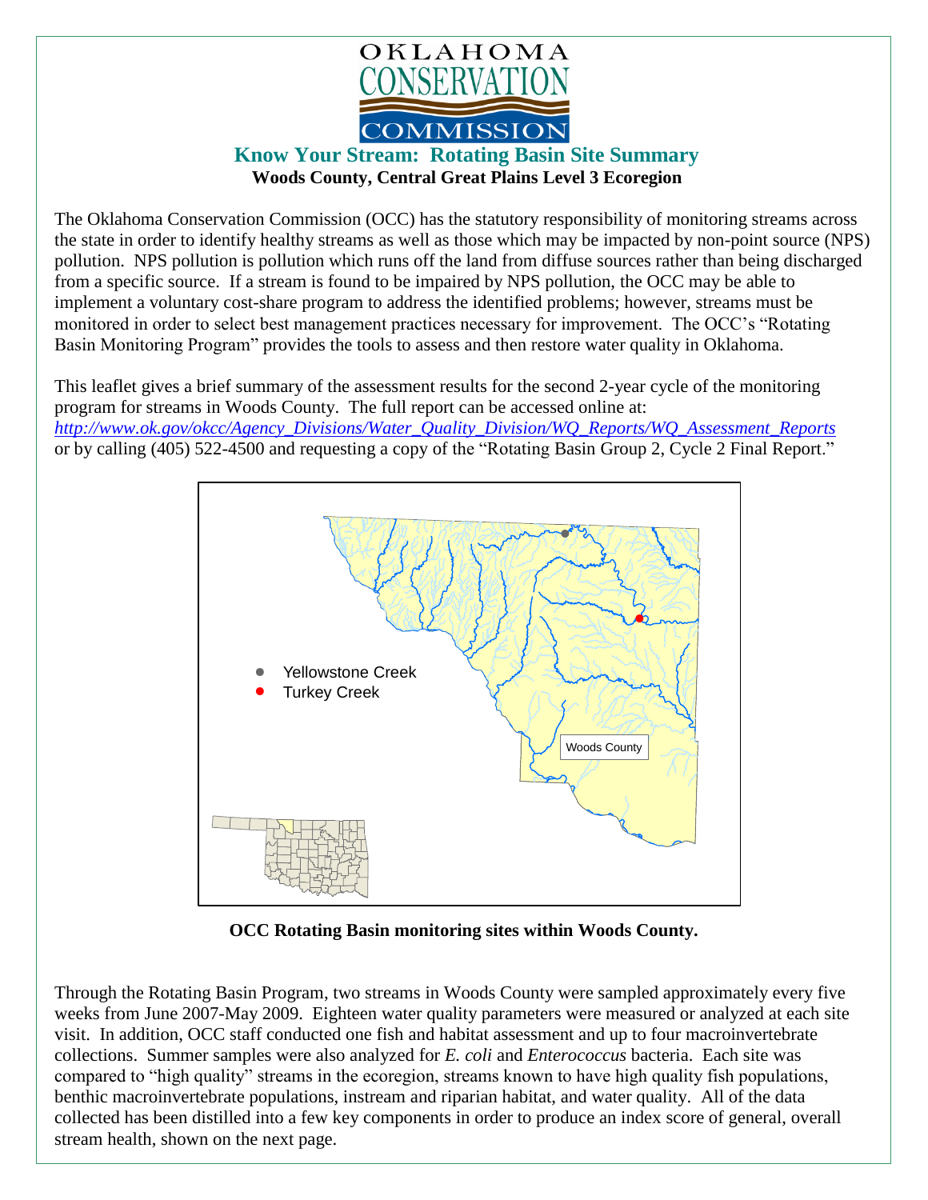OKLAHOMA CONSERVATION COMMISSION

## Know Your Stream: Rotating Basin Site Summary

**Woods County, Central Great Plains Level 3 Ecoregion**

The Oklahoma Conservation Commission (OCC) has the statutory responsibility of monitoring streams across the state in order to identify healthy streams as well as those which may be impacted by non-point source (NPS) pollution. NPS pollution is pollution which runs off the land from diffuse sources rather than being discharged from a specific source. If a stream is found to be impaired by NPS pollution, the OCC may be able to implement a voluntary cost-share program to address the identified problems; however, streams must be monitored in order to select best management practices necessary for improvement. The OCC's "Rotating Basin Monitoring Program" provides the tools to assess and then restore water quality in Oklahoma.

This leaflet gives a brief summary of the assessment results for the second 2-year cycle of the monitoring program for streams in Woods County. The full report can be accessed online at: *http://www.ok.gov/okcc/Agency_Divisions/Water_Quality_Division/WQ_Reports/WQ_Assessment_Reports* or by calling (405) 522-4500 and requesting a copy of the "Rotating Basin Group 2, Cycle 2 Final Report."

- Yellowstone Creek
- Turkey Creek

Woods County

**OCC Rotating Basin monitoring sites within Woods County.**

Through the Rotating Basin Program, two streams in Woods County were sampled approximately every five weeks from June 2007-May 2009. Eighteen water quality parameters were measured or analyzed at each site visit. In addition, OCC staff conducted one fish and habitat assessment and up to four macroinvertebrate collections. Summer samples were also analyzed for *E. coli* and *Enterococcus* bacteria. Each site was compared to "high quality" streams in the ecoregion, streams known to have high quality fish populations, benthic macroinvertebrate populations, instream and riparian habitat, and water quality. All of the data collected has been distilled into a few key components in order to produce an index score of general, overall stream health, shown on the next page.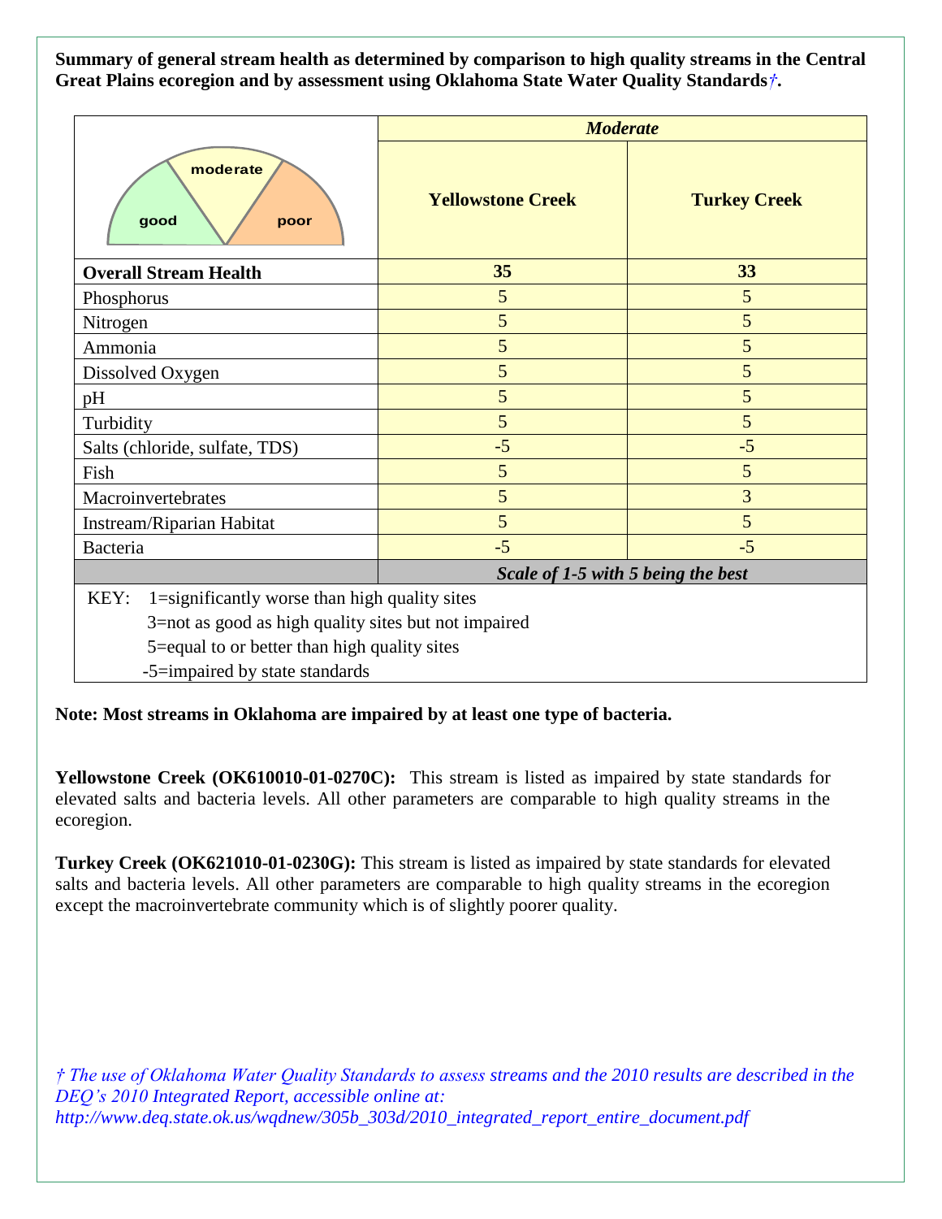**Summary of general stream health as determined by comparison to high quality streams in the Central Great Plains ecoregion and by assessment using Oklahoma State Water Quality Standards*†*.**

| | *Moderate* | |
|---|---|---|
| good / moderate / poor | **Yellowstone Creek** | **Turkey Creek** |
| **Overall Stream Health** | **35** | **33** |
| Phosphorus | 5 | 5 |
| Nitrogen | 5 | 5 |
| Ammonia | 5 | 5 |
| Dissolved Oxygen | 5 | 5 |
| pH | 5 | 5 |
| Turbidity | 5 | 5 |
| Salts (chloride, sulfate, TDS) | -5 | -5 |
| Fish | 5 | 5 |
| Macroinvertebrates | 5 | 3 |
| Instream/Riparian Habitat | 5 | 5 |
| Bacteria | -5 | -5 |
| | ***Scale of 1-5 with 5 being the best*** | |

KEY: 1=significantly worse than high quality sites
3=not as good as high quality sites but not impaired
5=equal to or better than high quality sites
-5=impaired by state standards

**Note: Most streams in Oklahoma are impaired by at least one type of bacteria.**

**Yellowstone Creek (OK610010-01-0270C):** This stream is listed as impaired by state standards for elevated salts and bacteria levels. All other parameters are comparable to high quality streams in the ecoregion.

**Turkey Creek (OK621010-01-0230G):** This stream is listed as impaired by state standards for elevated salts and bacteria levels. All other parameters are comparable to high quality streams in the ecoregion except the macroinvertebrate community which is of slightly poorer quality.

*† The use of Oklahoma Water Quality Standards to assess streams and the 2010 results are described in the DEQ's 2010 Integrated Report, accessible online at: http://www.deq.state.ok.us/wqdnew/305b_303d/2010_integrated_report_entire_document.pdf*